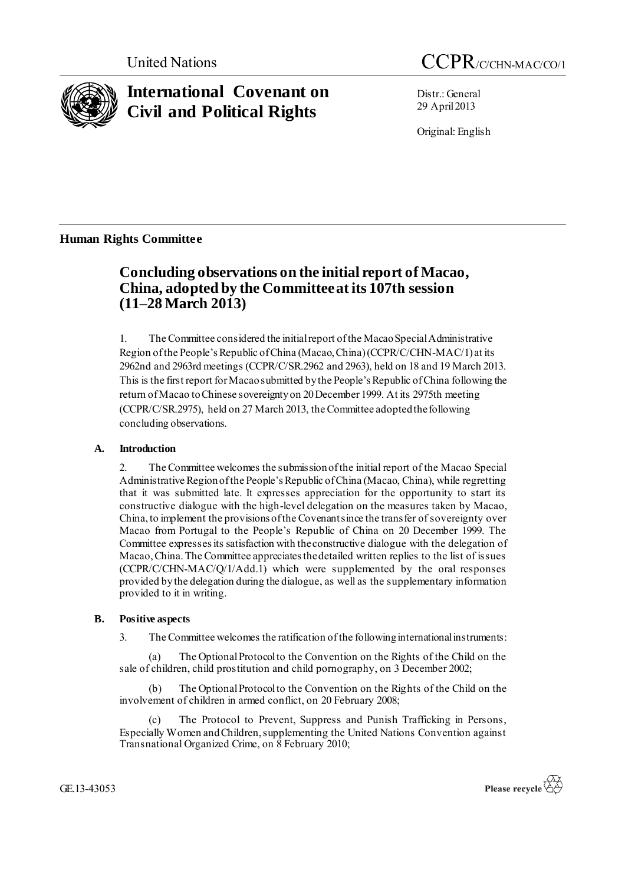United Nations

CCPR/C/CHN-MAC/CO/1

# International Covenant on Civil and Political Rights

Distr.: General
29 April 2013

Original: English

## Human Rights Committee

## Concluding observations on the initial report of Macao, China, adopted by the Committee at its 107th session (11–28 March 2013)

1. The Committee considered the initial report of the Macao Special Administrative Region of the People's Republic of China (Macao, China) (CCPR/C/CHN-MAC/1) at its 2962nd and 2963rd meetings (CCPR/C/SR.2962 and 2963), held on 18 and 19 March 2013. This is the first report for Macao submitted by the People's Republic of China following the return of Macao to Chinese sovereignty on 20 December 1999. At its 2975th meeting (CCPR/C/SR.2975), held on 27 March 2013, the Committee adopted the following concluding observations.

### A. Introduction

2. The Committee welcomes the submission of the initial report of the Macao Special Administrative Region of the People's Republic of China (Macao, China), while regretting that it was submitted late. It expresses appreciation for the opportunity to start its constructive dialogue with the high-level delegation on the measures taken by Macao, China, to implement the provisions of the Covenant since the transfer of sovereignty over Macao from Portugal to the People's Republic of China on 20 December 1999. The Committee expresses its satisfaction with the constructive dialogue with the delegation of Macao, China. The Committee appreciates the detailed written replies to the list of issues (CCPR/C/CHN-MAC/Q/1/Add.1) which were supplemented by the oral responses provided by the delegation during the dialogue, as well as the supplementary information provided to it in writing.

### B. Positive aspects

3. The Committee welcomes the ratification of the following international instruments:

(a) The Optional Protocol to the Convention on the Rights of the Child on the sale of children, child prostitution and child pornography, on 3 December 2002;

(b) The Optional Protocol to the Convention on the Rights of the Child on the involvement of children in armed conflict, on 20 February 2008;

(c) The Protocol to Prevent, Suppress and Punish Trafficking in Persons, Especially Women and Children, supplementing the United Nations Convention against Transnational Organized Crime, on 8 February 2010;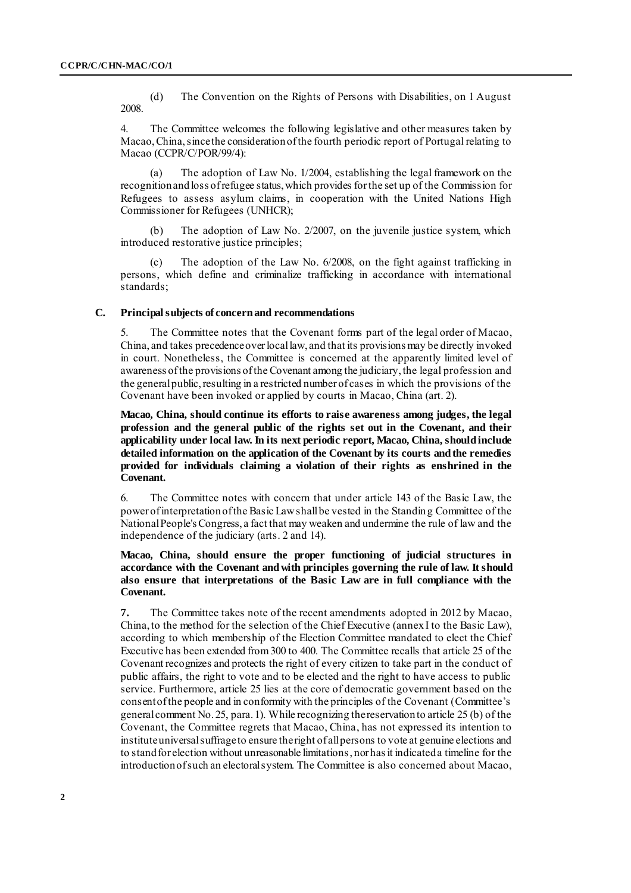(d) The Convention on the Rights of Persons with Disabilities, on 1 August 2008.

4. The Committee welcomes the following legislative and other measures taken by Macao, China, since the consideration of the fourth periodic report of Portugal relating to Macao (CCPR/C/POR/99/4):

(a) The adoption of Law No. 1/2004, establishing the legal framework on the recognition and loss of refugee status, which provides for the set up of the Commission for Refugees to assess asylum claims, in cooperation with the United Nations High Commissioner for Refugees (UNHCR);

(b) The adoption of Law No. 2/2007, on the juvenile justice system, which introduced restorative justice principles;

(c) The adoption of the Law No. 6/2008, on the fight against trafficking in persons, which define and criminalize trafficking in accordance with international standards;

### C. Principal subjects of concern and recommendations

5. The Committee notes that the Covenant forms part of the legal order of Macao, China, and takes precedence over local law, and that its provisions may be directly invoked in court. Nonetheless, the Committee is concerned at the apparently limited level of awareness of the provisions of the Covenant among the judiciary, the legal profession and the general public, resulting in a restricted number of cases in which the provisions of the Covenant have been invoked or applied by courts in Macao, China (art. 2).

**Macao, China, should continue its efforts to raise awareness among judges, the legal profession and the general public of the rights set out in the Covenant, and their applicability under local law. In its next periodic report, Macao, China, should include detailed information on the application of the Covenant by its courts and the remedies provided for individuals claiming a violation of their rights as enshrined in the Covenant.**

6. The Committee notes with concern that under article 143 of the Basic Law, the power of interpretation of the Basic Law shall be vested in the Standing Committee of the National People's Congress, a fact that may weaken and undermine the rule of law and the independence of the judiciary (arts. 2 and 14).

**Macao, China, should ensure the proper functioning of judicial structures in accordance with the Covenant and with principles governing the rule of law. It should also ensure that interpretations of the Basic Law are in full compliance with the Covenant.**

**7.** The Committee takes note of the recent amendments adopted in 2012 by Macao, China, to the method for the selection of the Chief Executive (annex I to the Basic Law), according to which membership of the Election Committee mandated to elect the Chief Executive has been extended from 300 to 400. The Committee recalls that article 25 of the Covenant recognizes and protects the right of every citizen to take part in the conduct of public affairs, the right to vote and to be elected and the right to have access to public service. Furthermore, article 25 lies at the core of democratic government based on the consent of the people and in conformity with the principles of the Covenant (Committee's general comment No. 25, para. 1). While recognizing the reservation to article 25 (b) of the Covenant, the Committee regrets that Macao, China, has not expressed its intention to institute universal suffrage to ensure the right of all persons to vote at genuine elections and to stand for election without unreasonable limitations, nor has it indicated a timeline for the introduction of such an electoral system. The Committee is also concerned about Macao,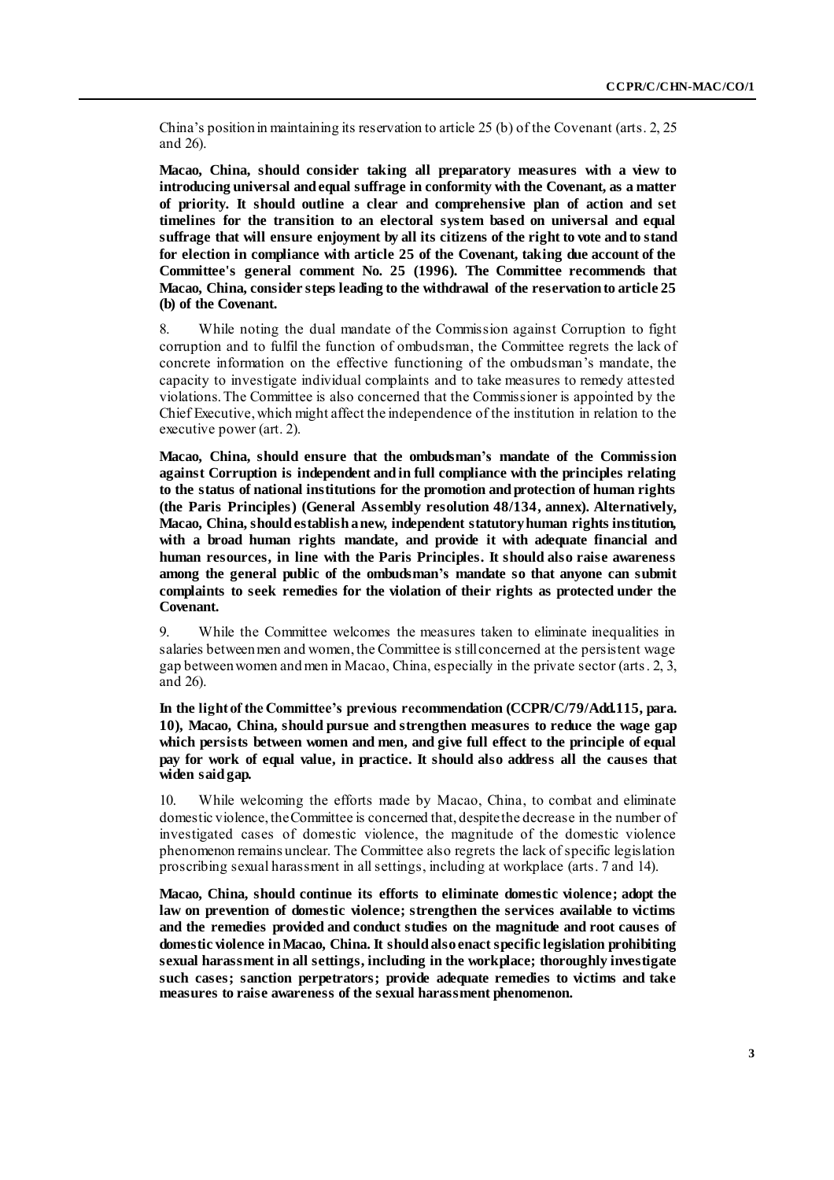China's position in maintaining its reservation to article 25 (b) of the Covenant (arts. 2, 25 and 26).

**Macao, China, should consider taking all preparatory measures with a view to introducing universal and equal suffrage in conformity with the Covenant, as a matter of priority. It should outline a clear and comprehensive plan of action and set timelines for the transition to an electoral system based on universal and equal suffrage that will ensure enjoyment by all its citizens of the right to vote and to stand for election in compliance with article 25 of the Covenant, taking due account of the Committee's general comment No. 25 (1996). The Committee recommends that Macao, China, consider steps leading to the withdrawal of the reservation to article 25 (b) of the Covenant.**

8. While noting the dual mandate of the Commission against Corruption to fight corruption and to fulfil the function of ombudsman, the Committee regrets the lack of concrete information on the effective functioning of the ombudsman's mandate, the capacity to investigate individual complaints and to take measures to remedy attested violations. The Committee is also concerned that the Commissioner is appointed by the Chief Executive, which might affect the independence of the institution in relation to the executive power (art. 2).

**Macao, China, should ensure that the ombudsman's mandate of the Commission against Corruption is independent and in full compliance with the principles relating to the status of national institutions for the promotion and protection of human rights (the Paris Principles) (General Assembly resolution 48/134, annex). Alternatively, Macao, China, should establish a new, independent statutory human rights institution, with a broad human rights mandate, and provide it with adequate financial and human resources, in line with the Paris Principles. It should also raise awareness among the general public of the ombudsman's mandate so that anyone can submit complaints to seek remedies for the violation of their rights as protected under the Covenant.**

9. While the Committee welcomes the measures taken to eliminate inequalities in salaries between men and women, the Committee is still concerned at the persistent wage gap between women and men in Macao, China, especially in the private sector (arts. 2, 3, and 26).

**In the light of the Committee's previous recommendation (CCPR/C/79/Add.115, para. 10), Macao, China, should pursue and strengthen measures to reduce the wage gap which persists between women and men, and give full effect to the principle of equal pay for work of equal value, in practice. It should also address all the causes that widen said gap.**

10. While welcoming the efforts made by Macao, China, to combat and eliminate domestic violence, the Committee is concerned that, despite the decrease in the number of investigated cases of domestic violence, the magnitude of the domestic violence phenomenon remains unclear. The Committee also regrets the lack of specific legislation proscribing sexual harassment in all settings, including at workplace (arts. 7 and 14).

**Macao, China, should continue its efforts to eliminate domestic violence; adopt the law on prevention of domestic violence; strengthen the services available to victims and the remedies provided and conduct studies on the magnitude and root causes of domestic violence in Macao, China. It should also enact specific legislation prohibiting sexual harassment in all settings, including in the workplace; thoroughly investigate such cases; sanction perpetrators; provide adequate remedies to victims and take measures to raise awareness of the sexual harassment phenomenon.**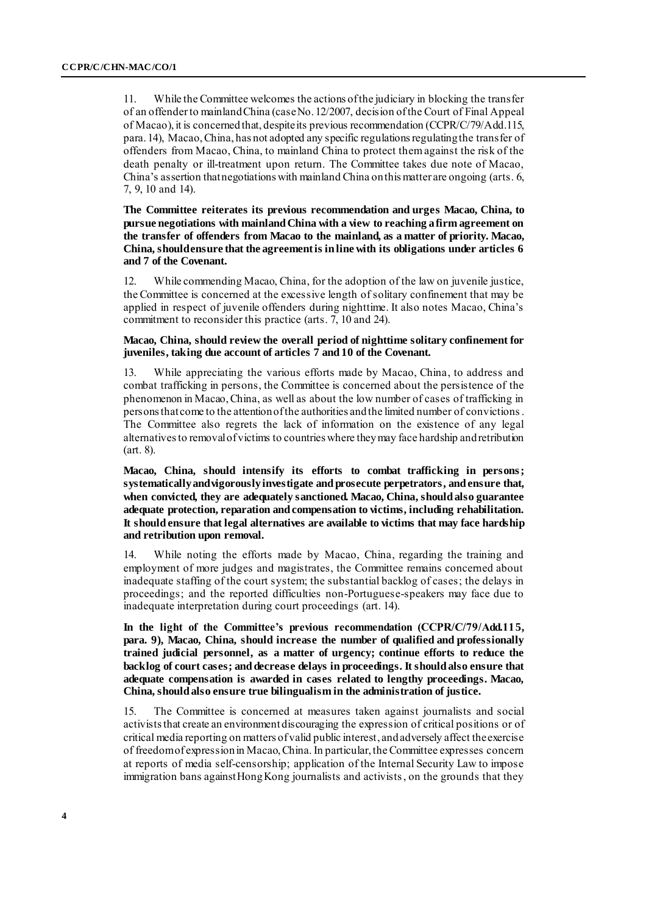11. While the Committee welcomes the actions of the judiciary in blocking the transfer of an offender to mainland China (case No. 12/2007, decision of the Court of Final Appeal of Macao), it is concerned that, despite its previous recommendation (CCPR/C/79/Add.115, para. 14), Macao, China, has not adopted any specific regulations regulating the transfer of offenders from Macao, China, to mainland China to protect them against the risk of the death penalty or ill-treatment upon return. The Committee takes due note of Macao, China's assertion that negotiations with mainland China on this matter are ongoing (arts. 6, 7, 9, 10 and 14).

**The Committee reiterates its previous recommendation and urges Macao, China, to pursue negotiations with mainland China with a view to reaching a firm agreement on the transfer of offenders from Macao to the mainland, as a matter of priority. Macao, China, should ensure that the agreement is in line with its obligations under articles 6 and 7 of the Covenant.**

12. While commending Macao, China, for the adoption of the law on juvenile justice, the Committee is concerned at the excessive length of solitary confinement that may be applied in respect of juvenile offenders during nighttime. It also notes Macao, China's commitment to reconsider this practice (arts. 7, 10 and 24).

**Macao, China, should review the overall period of nighttime solitary confinement for juveniles, taking due account of articles 7 and 10 of the Covenant.**

13. While appreciating the various efforts made by Macao, China, to address and combat trafficking in persons, the Committee is concerned about the persistence of the phenomenon in Macao, China, as well as about the low number of cases of trafficking in persons that come to the attention of the authorities and the limited number of convictions. The Committee also regrets the lack of information on the existence of any legal alternatives to removal of victims to countries where they may face hardship and retribution (art. 8).

**Macao, China, should intensify its efforts to combat trafficking in persons; systematically and vigorously investigate and prosecute perpetrators, and ensure that, when convicted, they are adequately sanctioned. Macao, China, should also guarantee adequate protection, reparation and compensation to victims, including rehabilitation. It should ensure that legal alternatives are available to victims that may face hardship and retribution upon removal.**

14. While noting the efforts made by Macao, China, regarding the training and employment of more judges and magistrates, the Committee remains concerned about inadequate staffing of the court system; the substantial backlog of cases; the delays in proceedings; and the reported difficulties non-Portuguese-speakers may face due to inadequate interpretation during court proceedings (art. 14).

**In the light of the Committee's previous recommendation (CCPR/C/79/Add.115, para. 9), Macao, China, should increase the number of qualified and professionally trained judicial personnel, as a matter of urgency; continue efforts to reduce the backlog of court cases; and decrease delays in proceedings. It should also ensure that adequate compensation is awarded in cases related to lengthy proceedings. Macao, China, should also ensure true bilingualism in the administration of justice.**

15. The Committee is concerned at measures taken against journalists and social activists that create an environment discouraging the expression of critical positions or of critical media reporting on matters of valid public interest, and adversely affect the exercise of freedom of expression in Macao, China. In particular, the Committee expresses concern at reports of media self-censorship; application of the Internal Security Law to impose immigration bans against Hong Kong journalists and activists, on the grounds that they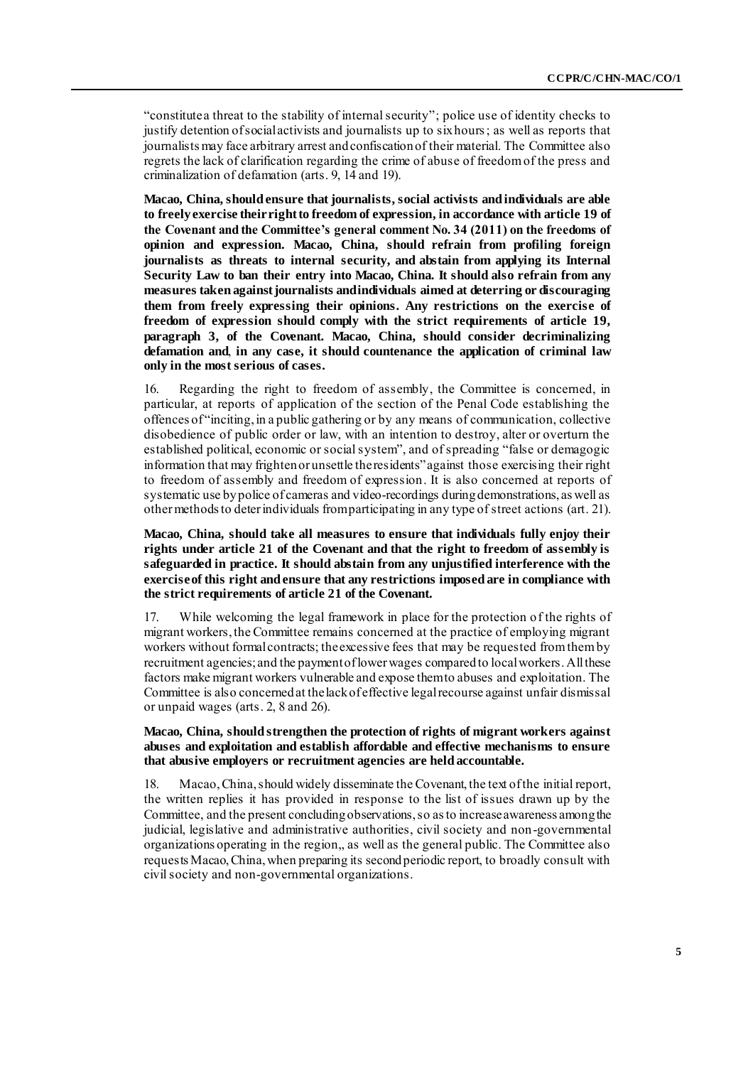"constitute a threat to the stability of internal security"; police use of identity checks to justify detention of social activists and journalists up to six hours; as well as reports that journalists may face arbitrary arrest and confiscation of their material. The Committee also regrets the lack of clarification regarding the crime of abuse of freedom of the press and criminalization of defamation (arts. 9, 14 and 19).

**Macao, China, should ensure that journalists, social activists and individuals are able to freely exercise their right to freedom of expression, in accordance with article 19 of the Covenant and the Committee's general comment No. 34 (2011) on the freedoms of opinion and expression. Macao, China, should refrain from profiling foreign journalists as threats to internal security, and abstain from applying its Internal Security Law to ban their entry into Macao, China. It should also refrain from any measures taken against journalists and individuals aimed at deterring or discouraging them from freely expressing their opinions. Any restrictions on the exercise of freedom of expression should comply with the strict requirements of article 19, paragraph 3, of the Covenant. Macao, China, should consider decriminalizing defamation and, in any case, it should countenance the application of criminal law only in the most serious of cases.**

16. Regarding the right to freedom of assembly, the Committee is concerned, in particular, at reports of application of the section of the Penal Code establishing the offences of "inciting, in a public gathering or by any means of communication, collective disobedience of public order or law, with an intention to destroy, alter or overturn the established political, economic or social system", and of spreading "false or demagogic information that may frighten or unsettle the residents" against those exercising their right to freedom of assembly and freedom of expression. It is also concerned at reports of systematic use by police of cameras and video-recordings during demonstrations, as well as other methods to deter individuals from participating in any type of street actions (art. 21).

**Macao, China, should take all measures to ensure that individuals fully enjoy their rights under article 21 of the Covenant and that the right to freedom of assembly is safeguarded in practice. It should abstain from any unjustified interference with the exercise of this right and ensure that any restrictions imposed are in compliance with the strict requirements of article 21 of the Covenant.**

17. While welcoming the legal framework in place for the protection of the rights of migrant workers, the Committee remains concerned at the practice of employing migrant workers without formal contracts; the excessive fees that may be requested from them by recruitment agencies; and the payment of lower wages compared to local workers. All these factors make migrant workers vulnerable and expose them to abuses and exploitation. The Committee is also concerned at the lack of effective legal recourse against unfair dismissal or unpaid wages (arts. 2, 8 and 26).

**Macao, China, should strengthen the protection of rights of migrant workers against abuses and exploitation and establish affordable and effective mechanisms to ensure that abusive employers or recruitment agencies are held accountable.**

18. Macao, China, should widely disseminate the Covenant, the text of the initial report, the written replies it has provided in response to the list of issues drawn up by the Committee, and the present concluding observations, so as to increase awareness among the judicial, legislative and administrative authorities, civil society and non-governmental organizations operating in the region,, as well as the general public. The Committee also requests Macao, China, when preparing its second periodic report, to broadly consult with civil society and non-governmental organizations.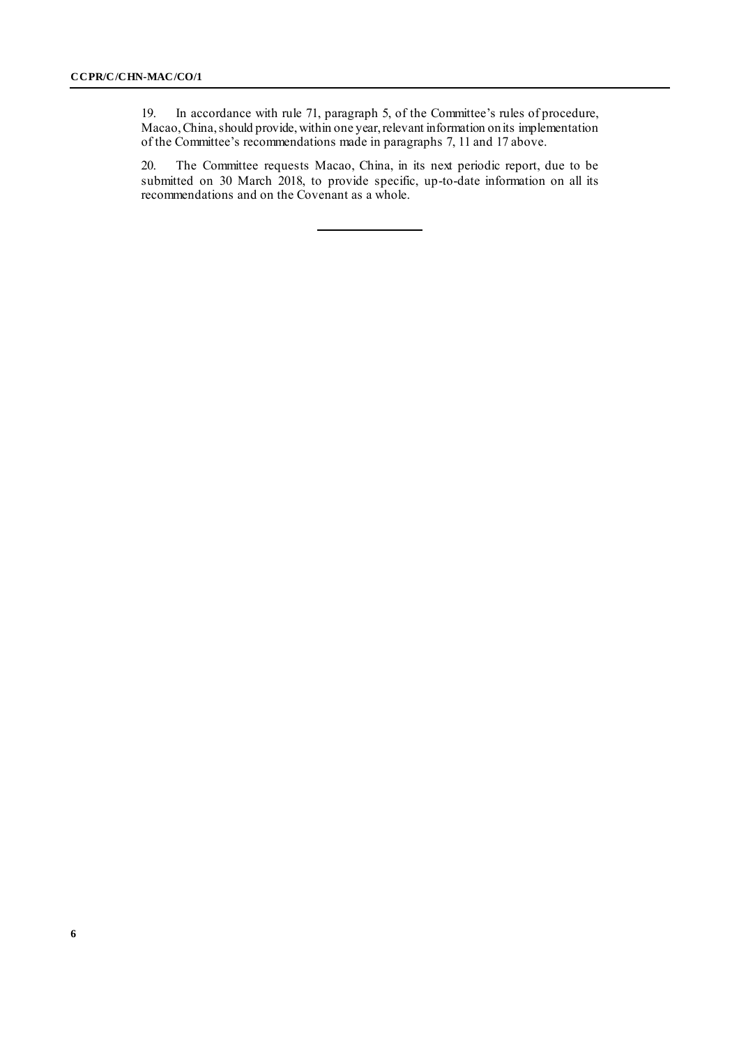19. In accordance with rule 71, paragraph 5, of the Committee's rules of procedure, Macao, China, should provide, within one year, relevant information on its implementation of the Committee's recommendations made in paragraphs 7, 11 and 17 above.

20. The Committee requests Macao, China, in its next periodic report, due to be submitted on 30 March 2018, to provide specific, up-to-date information on all its recommendations and on the Covenant as a whole.